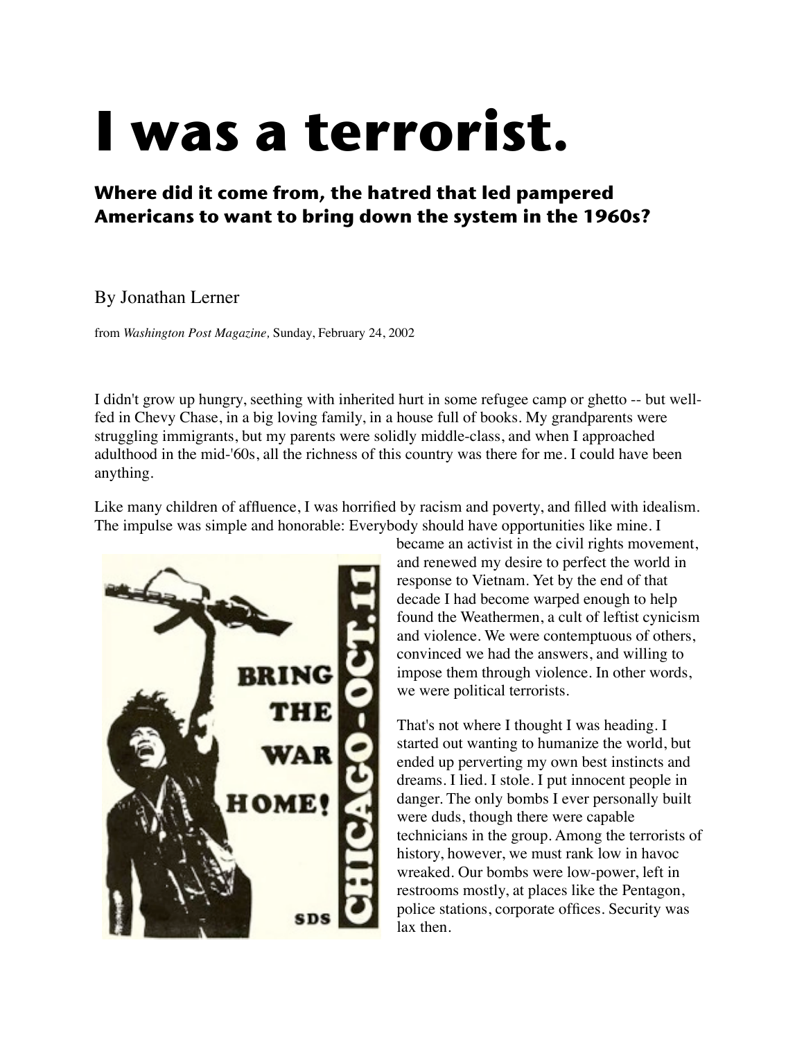# I was a terrorist.

## Where did it come from, the hatred that led pampered Americans to want to bring down the system in the 1960s?

By Jonathan Lerner

from *Washington Post Magazine,* Sunday, February 24, 2002

I didn't grow up hungry, seething with inherited hurt in some refugee camp or ghetto -- but well-fed in Chevy Chase, in a big loving family, in a house full of books. My grandparents were struggling immigrants, but my parents were solidly middle-class, and when I approached adulthood in the mid-'60s, all the richness of this country was there for me. I could have been anything.

Like many children of affluence, I was horrified by racism and poverty, and filled with idealism. The impulse was simple and honorable: Everybody should have opportunities like mine. I became an activist in the civil rights movement, and renewed my desire to perfect the world in response to Vietnam. Yet by the end of that decade I had become warped enough to help found the Weathermen, a cult of leftist cynicism and violence. We were contemptuous of others, convinced we had the answers, and willing to impose them through violence. In other words, we were political terrorists.

That's not where I thought I was heading. I started out wanting to humanize the world, but ended up perverting my own best instincts and dreams. I lied. I stole. I put innocent people in danger. The only bombs I ever personally built were duds, though there were capable technicians in the group. Among the terrorists of history, however, we must rank low in havoc wreaked. Our bombs were low-power, left in restrooms mostly, at places like the Pentagon, police stations, corporate offices. Security was lax then.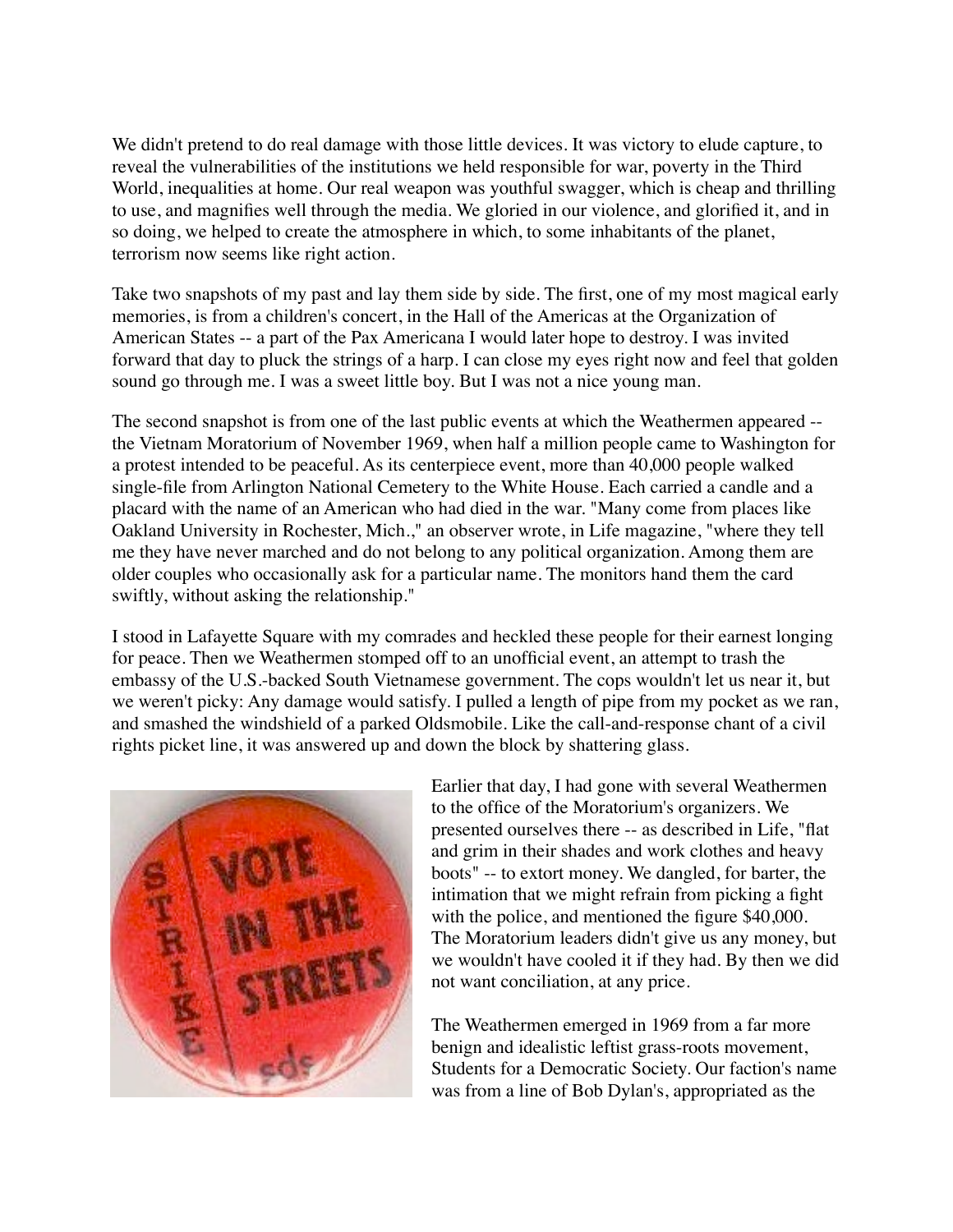We didn't pretend to do real damage with those little devices. It was victory to elude capture, to reveal the vulnerabilities of the institutions we held responsible for war, poverty in the Third World, inequalities at home. Our real weapon was youthful swagger, which is cheap and thrilling to use, and magnifies well through the media. We gloried in our violence, and glorified it, and in so doing, we helped to create the atmosphere in which, to some inhabitants of the planet, terrorism now seems like right action.

Take two snapshots of my past and lay them side by side. The first, one of my most magical early memories, is from a children's concert, in the Hall of the Americas at the Organization of American States -- a part of the Pax Americana I would later hope to destroy. I was invited forward that day to pluck the strings of a harp. I can close my eyes right now and feel that golden sound go through me. I was a sweet little boy. But I was not a nice young man.

The second snapshot is from one of the last public events at which the Weathermen appeared -- the Vietnam Moratorium of November 1969, when half a million people came to Washington for a protest intended to be peaceful. As its centerpiece event, more than 40,000 people walked single-file from Arlington National Cemetery to the White House. Each carried a candle and a placard with the name of an American who had died in the war. "Many come from places like Oakland University in Rochester, Mich.," an observer wrote, in Life magazine, "where they tell me they have never marched and do not belong to any political organization. Among them are older couples who occasionally ask for a particular name. The monitors hand them the card swiftly, without asking the relationship."

I stood in Lafayette Square with my comrades and heckled these people for their earnest longing for peace. Then we Weathermen stomped off to an unofficial event, an attempt to trash the embassy of the U.S.-backed South Vietnamese government. The cops wouldn't let us near it, but we weren't picky: Any damage would satisfy. I pulled a length of pipe from my pocket as we ran, and smashed the windshield of a parked Oldsmobile. Like the call-and-response chant of a civil rights picket line, it was answered up and down the block by shattering glass.

Earlier that day, I had gone with several Weathermen to the office of the Moratorium's organizers. We presented ourselves there -- as described in Life, "flat and grim in their shades and work clothes and heavy boots" -- to extort money. We dangled, for barter, the intimation that we might refrain from picking a fight with the police, and mentioned the figure $40,000. The Moratorium leaders didn't give us any money, but we wouldn't have cooled it if they had. By then we did not want conciliation, at any price.

The Weathermen emerged in 1969 from a far more benign and idealistic leftist grass-roots movement, Students for a Democratic Society. Our faction's name was from a line of Bob Dylan's, appropriated as the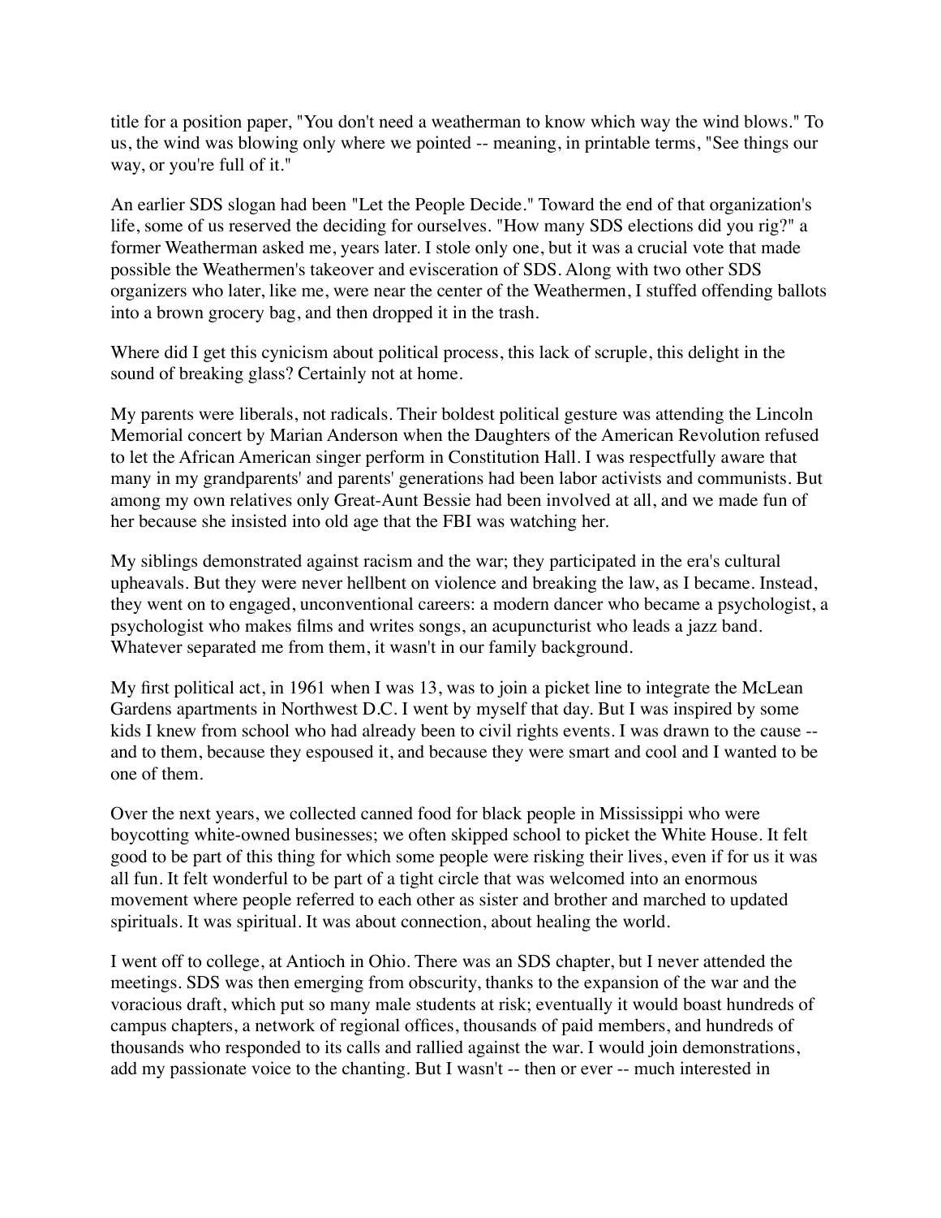title for a position paper, "You don't need a weatherman to know which way the wind blows." To us, the wind was blowing only where we pointed -- meaning, in printable terms, "See things our way, or you're full of it."

An earlier SDS slogan had been "Let the People Decide." Toward the end of that organization's life, some of us reserved the deciding for ourselves. "How many SDS elections did you rig?" a former Weatherman asked me, years later. I stole only one, but it was a crucial vote that made possible the Weathermen's takeover and evisceration of SDS. Along with two other SDS organizers who later, like me, were near the center of the Weathermen, I stuffed offending ballots into a brown grocery bag, and then dropped it in the trash.

Where did I get this cynicism about political process, this lack of scruple, this delight in the sound of breaking glass? Certainly not at home.

My parents were liberals, not radicals. Their boldest political gesture was attending the Lincoln Memorial concert by Marian Anderson when the Daughters of the American Revolution refused to let the African American singer perform in Constitution Hall. I was respectfully aware that many in my grandparents' and parents' generations had been labor activists and communists. But among my own relatives only Great-Aunt Bessie had been involved at all, and we made fun of her because she insisted into old age that the FBI was watching her.

My siblings demonstrated against racism and the war; they participated in the era's cultural upheavals. But they were never hellbent on violence and breaking the law, as I became. Instead, they went on to engaged, unconventional careers: a modern dancer who became a psychologist, a psychologist who makes films and writes songs, an acupuncturist who leads a jazz band. Whatever separated me from them, it wasn't in our family background.

My first political act, in 1961 when I was 13, was to join a picket line to integrate the McLean Gardens apartments in Northwest D.C. I went by myself that day. But I was inspired by some kids I knew from school who had already been to civil rights events. I was drawn to the cause -- and to them, because they espoused it, and because they were smart and cool and I wanted to be one of them.

Over the next years, we collected canned food for black people in Mississippi who were boycotting white-owned businesses; we often skipped school to picket the White House. It felt good to be part of this thing for which some people were risking their lives, even if for us it was all fun. It felt wonderful to be part of a tight circle that was welcomed into an enormous movement where people referred to each other as sister and brother and marched to updated spirituals. It was spiritual. It was about connection, about healing the world.

I went off to college, at Antioch in Ohio. There was an SDS chapter, but I never attended the meetings. SDS was then emerging from obscurity, thanks to the expansion of the war and the voracious draft, which put so many male students at risk; eventually it would boast hundreds of campus chapters, a network of regional offices, thousands of paid members, and hundreds of thousands who responded to its calls and rallied against the war. I would join demonstrations, add my passionate voice to the chanting. But I wasn't -- then or ever -- much interested in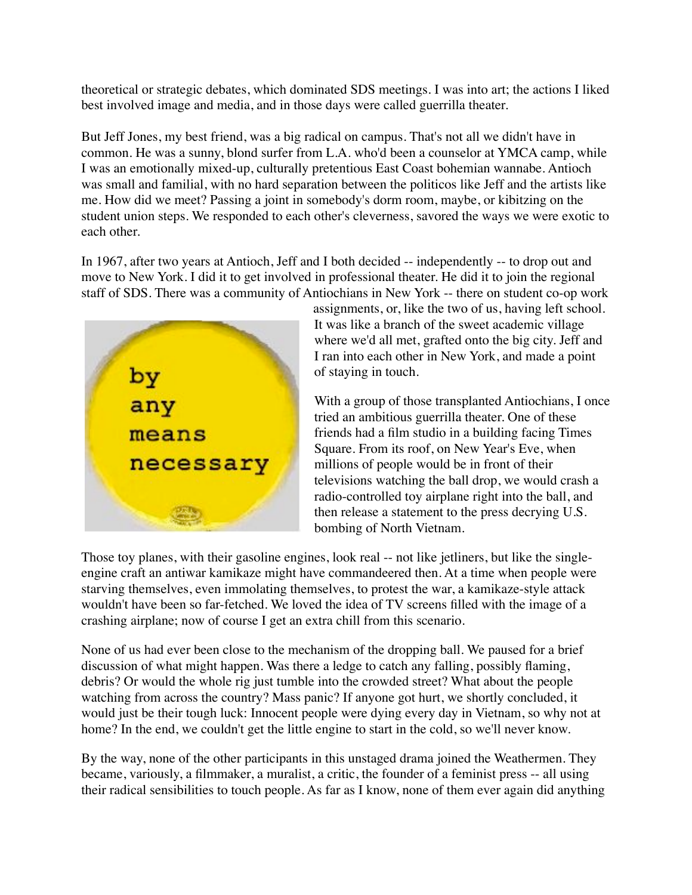theoretical or strategic debates, which dominated SDS meetings. I was into art; the actions I liked best involved image and media, and in those days were called guerrilla theater.

But Jeff Jones, my best friend, was a big radical on campus. That's not all we didn't have in common. He was a sunny, blond surfer from L.A. who'd been a counselor at YMCA camp, while I was an emotionally mixed-up, culturally pretentious East Coast bohemian wannabe. Antioch was small and familial, with no hard separation between the politicos like Jeff and the artists like me. How did we meet? Passing a joint in somebody's dorm room, maybe, or kibitzing on the student union steps. We responded to each other's cleverness, savored the ways we were exotic to each other.

In 1967, after two years at Antioch, Jeff and I both decided -- independently -- to drop out and move to New York. I did it to get involved in professional theater. He did it to join the regional staff of SDS. There was a community of Antiochians in New York -- there on student co-op work assignments, or, like the two of us, having left school. It was like a branch of the sweet academic village where we'd all met, grafted onto the big city. Jeff and I ran into each other in New York, and made a point of staying in touch.

by
any
means
necessary

With a group of those transplanted Antiochians, I once tried an ambitious guerrilla theater. One of these friends had a film studio in a building facing Times Square. From its roof, on New Year's Eve, when millions of people would be in front of their televisions watching the ball drop, we would crash a radio-controlled toy airplane right into the ball, and then release a statement to the press decrying U.S. bombing of North Vietnam.

Those toy planes, with their gasoline engines, look real -- not like jetliners, but like the single-engine craft an antiwar kamikaze might have commandeered then. At a time when people were starving themselves, even immolating themselves, to protest the war, a kamikaze-style attack wouldn't have been so far-fetched. We loved the idea of TV screens filled with the image of a crashing airplane; now of course I get an extra chill from this scenario.

None of us had ever been close to the mechanism of the dropping ball. We paused for a brief discussion of what might happen. Was there a ledge to catch any falling, possibly flaming, debris? Or would the whole rig just tumble into the crowded street? What about the people watching from across the country? Mass panic? If anyone got hurt, we shortly concluded, it would just be their tough luck: Innocent people were dying every day in Vietnam, so why not at home? In the end, we couldn't get the little engine to start in the cold, so we'll never know.

By the way, none of the other participants in this unstaged drama joined the Weathermen. They became, variously, a filmmaker, a muralist, a critic, the founder of a feminist press -- all using their radical sensibilities to touch people. As far as I know, none of them ever again did anything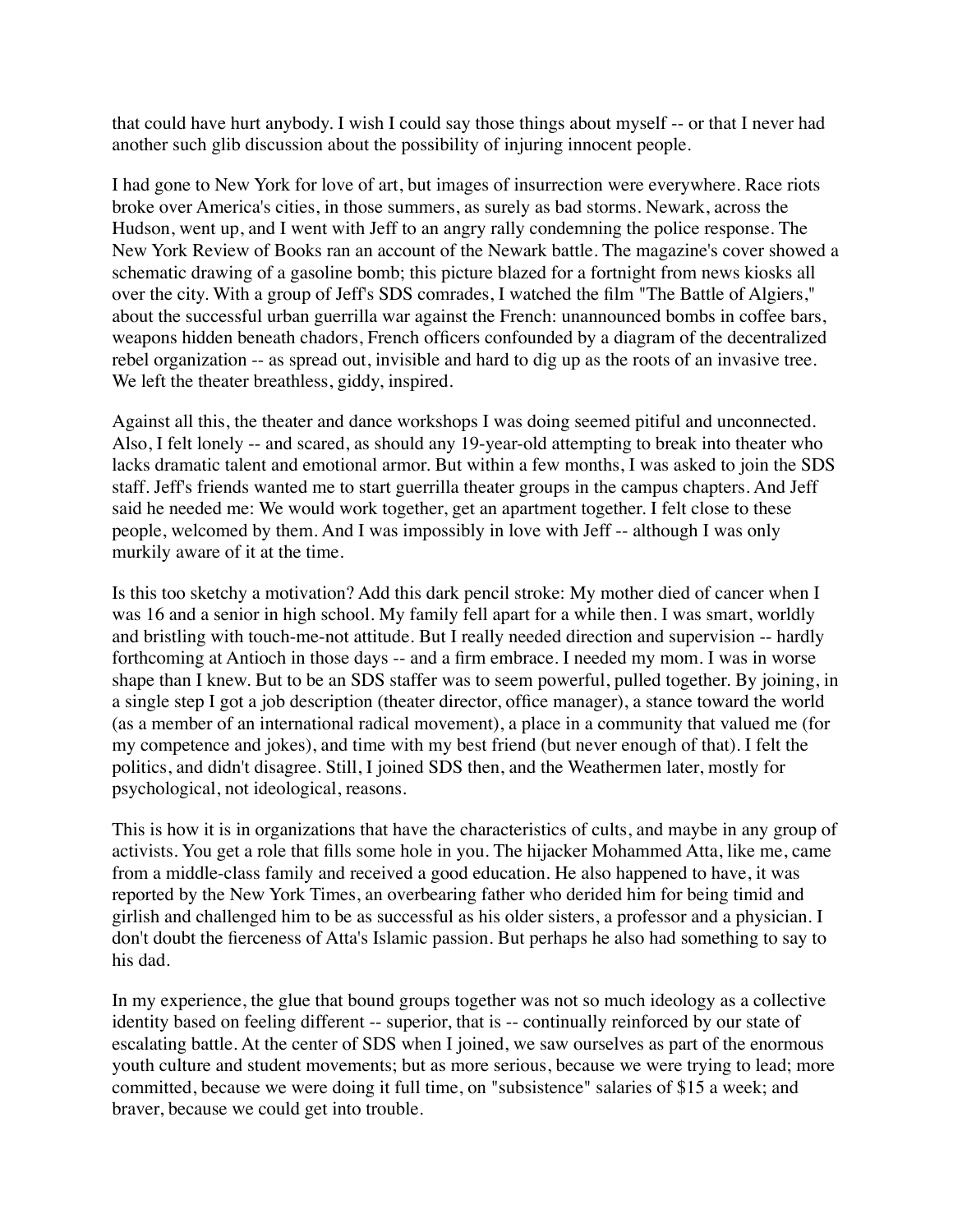that could have hurt anybody. I wish I could say those things about myself -- or that I never had another such glib discussion about the possibility of injuring innocent people.

I had gone to New York for love of art, but images of insurrection were everywhere. Race riots broke over America's cities, in those summers, as surely as bad storms. Newark, across the Hudson, went up, and I went with Jeff to an angry rally condemning the police response. The New York Review of Books ran an account of the Newark battle. The magazine's cover showed a schematic drawing of a gasoline bomb; this picture blazed for a fortnight from news kiosks all over the city. With a group of Jeff's SDS comrades, I watched the film "The Battle of Algiers," about the successful urban guerrilla war against the French: unannounced bombs in coffee bars, weapons hidden beneath chadors, French officers confounded by a diagram of the decentralized rebel organization -- as spread out, invisible and hard to dig up as the roots of an invasive tree. We left the theater breathless, giddy, inspired.

Against all this, the theater and dance workshops I was doing seemed pitiful and unconnected. Also, I felt lonely -- and scared, as should any 19-year-old attempting to break into theater who lacks dramatic talent and emotional armor. But within a few months, I was asked to join the SDS staff. Jeff's friends wanted me to start guerrilla theater groups in the campus chapters. And Jeff said he needed me: We would work together, get an apartment together. I felt close to these people, welcomed by them. And I was impossibly in love with Jeff -- although I was only murkily aware of it at the time.

Is this too sketchy a motivation? Add this dark pencil stroke: My mother died of cancer when I was 16 and a senior in high school. My family fell apart for a while then. I was smart, worldly and bristling with touch-me-not attitude. But I really needed direction and supervision -- hardly forthcoming at Antioch in those days -- and a firm embrace. I needed my mom. I was in worse shape than I knew. But to be an SDS staffer was to seem powerful, pulled together. By joining, in a single step I got a job description (theater director, office manager), a stance toward the world (as a member of an international radical movement), a place in a community that valued me (for my competence and jokes), and time with my best friend (but never enough of that). I felt the politics, and didn't disagree. Still, I joined SDS then, and the Weathermen later, mostly for psychological, not ideological, reasons.

This is how it is in organizations that have the characteristics of cults, and maybe in any group of activists. You get a role that fills some hole in you. The hijacker Mohammed Atta, like me, came from a middle-class family and received a good education. He also happened to have, it was reported by the New York Times, an overbearing father who derided him for being timid and girlish and challenged him to be as successful as his older sisters, a professor and a physician. I don't doubt the fierceness of Atta's Islamic passion. But perhaps he also had something to say to his dad.

In my experience, the glue that bound groups together was not so much ideology as a collective identity based on feeling different -- superior, that is -- continually reinforced by our state of escalating battle. At the center of SDS when I joined, we saw ourselves as part of the enormous youth culture and student movements; but as more serious, because we were trying to lead; more committed, because we were doing it full time, on "subsistence" salaries of $15 a week; and braver, because we could get into trouble.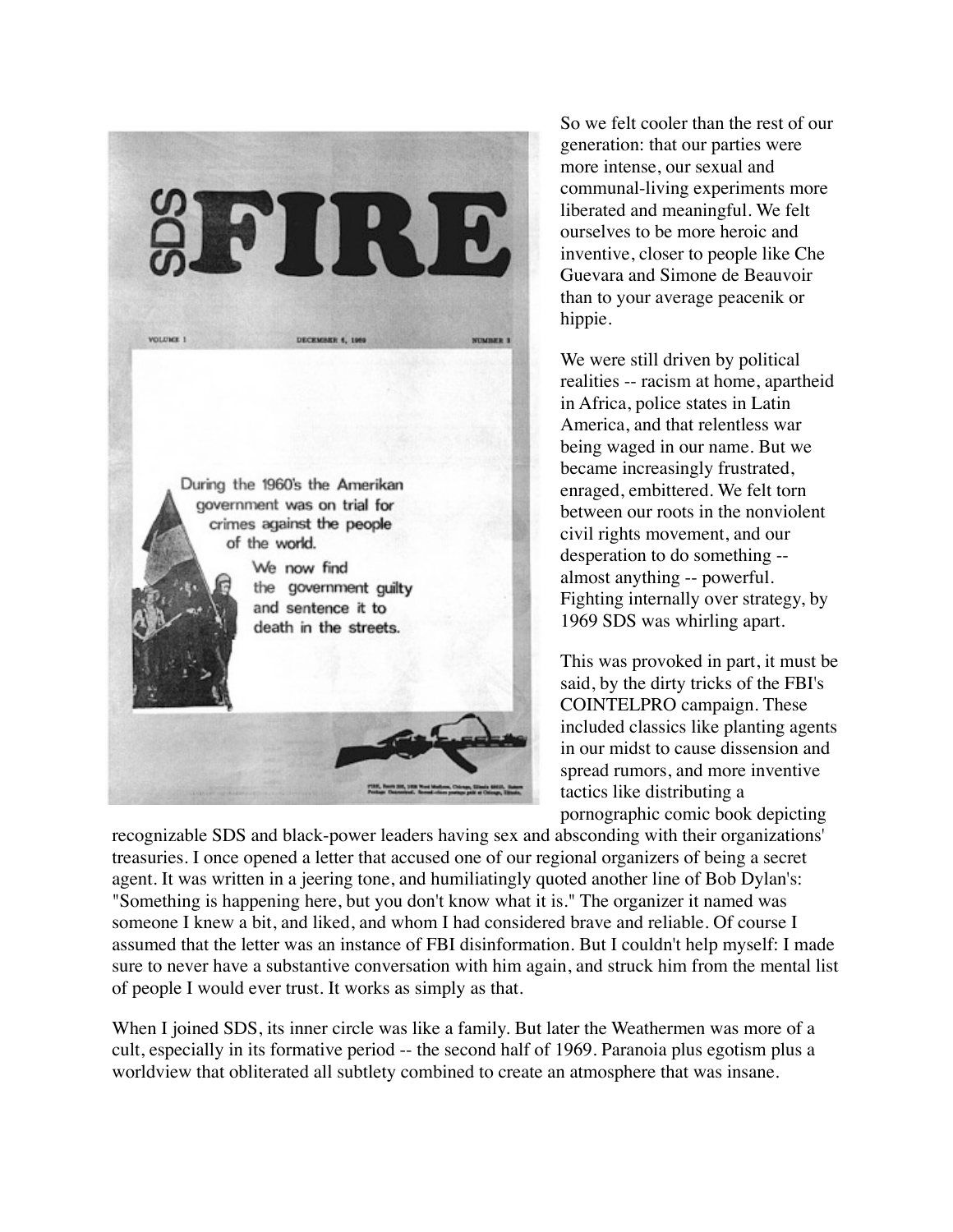So we felt cooler than the rest of our generation: that our parties were more intense, our sexual and communal-living experiments more liberated and meaningful. We felt ourselves to be more heroic and inventive, closer to people like Che Guevara and Simone de Beauvoir than to your average peacenik or hippie.

We were still driven by political realities -- racism at home, apartheid in Africa, police states in Latin America, and that relentless war being waged in our name. But we became increasingly frustrated, enraged, embittered. We felt torn between our roots in the nonviolent civil rights movement, and our desperation to do something -- almost anything -- powerful. Fighting internally over strategy, by 1969 SDS was whirling apart.

This was provoked in part, it must be said, by the dirty tricks of the FBI's COINTELPRO campaign. These included classics like planting agents in our midst to cause dissension and spread rumors, and more inventive tactics like distributing a pornographic comic book depicting recognizable SDS and black-power leaders having sex and absconding with their organizations' treasuries. I once opened a letter that accused one of our regional organizers of being a secret agent. It was written in a jeering tone, and humiliatingly quoted another line of Bob Dylan's: "Something is happening here, but you don't know what it is." The organizer it named was someone I knew a bit, and liked, and whom I had considered brave and reliable. Of course I assumed that the letter was an instance of FBI disinformation. But I couldn't help myself: I made sure to never have a substantive conversation with him again, and struck him from the mental list of people I would ever trust. It works as simply as that.

When I joined SDS, its inner circle was like a family. But later the Weathermen was more of a cult, especially in its formative period -- the second half of 1969. Paranoia plus egotism plus a worldview that obliterated all subtlety combined to create an atmosphere that was insane.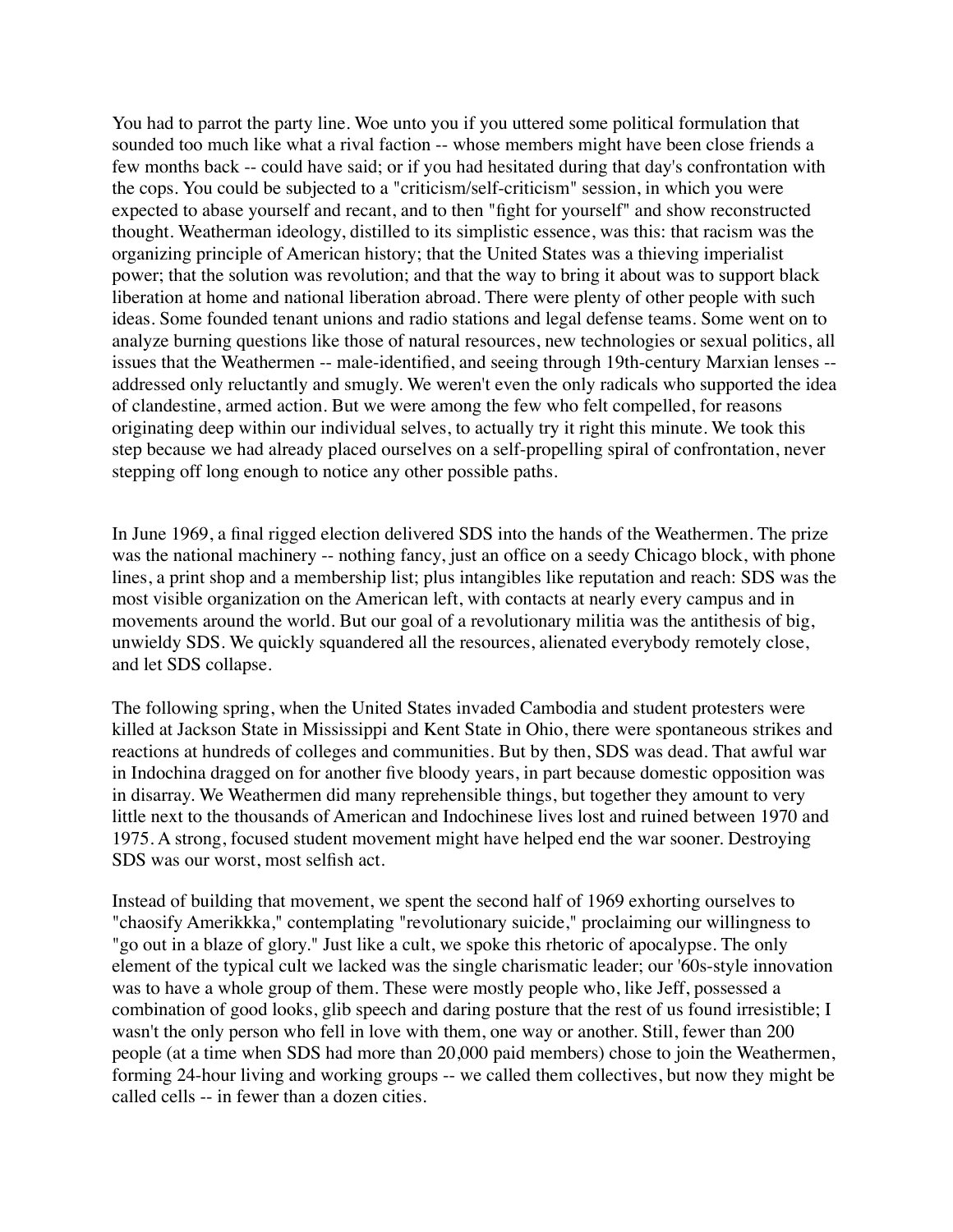You had to parrot the party line. Woe unto you if you uttered some political formulation that sounded too much like what a rival faction -- whose members might have been close friends a few months back -- could have said; or if you had hesitated during that day's confrontation with the cops. You could be subjected to a "criticism/self-criticism" session, in which you were expected to abase yourself and recant, and to then "fight for yourself" and show reconstructed thought. Weatherman ideology, distilled to its simplistic essence, was this: that racism was the organizing principle of American history; that the United States was a thieving imperialist power; that the solution was revolution; and that the way to bring it about was to support black liberation at home and national liberation abroad. There were plenty of other people with such ideas. Some founded tenant unions and radio stations and legal defense teams. Some went on to analyze burning questions like those of natural resources, new technologies or sexual politics, all issues that the Weathermen -- male-identified, and seeing through 19th-century Marxian lenses -- addressed only reluctantly and smugly. We weren't even the only radicals who supported the idea of clandestine, armed action. But we were among the few who felt compelled, for reasons originating deep within our individual selves, to actually try it right this minute. We took this step because we had already placed ourselves on a self-propelling spiral of confrontation, never stepping off long enough to notice any other possible paths.

In June 1969, a final rigged election delivered SDS into the hands of the Weathermen. The prize was the national machinery -- nothing fancy, just an office on a seedy Chicago block, with phone lines, a print shop and a membership list; plus intangibles like reputation and reach: SDS was the most visible organization on the American left, with contacts at nearly every campus and in movements around the world. But our goal of a revolutionary militia was the antithesis of big, unwieldy SDS. We quickly squandered all the resources, alienated everybody remotely close, and let SDS collapse.

The following spring, when the United States invaded Cambodia and student protesters were killed at Jackson State in Mississippi and Kent State in Ohio, there were spontaneous strikes and reactions at hundreds of colleges and communities. But by then, SDS was dead. That awful war in Indochina dragged on for another five bloody years, in part because domestic opposition was in disarray. We Weathermen did many reprehensible things, but together they amount to very little next to the thousands of American and Indochinese lives lost and ruined between 1970 and 1975. A strong, focused student movement might have helped end the war sooner. Destroying SDS was our worst, most selfish act.

Instead of building that movement, we spent the second half of 1969 exhorting ourselves to "chaosify Amerikkka," contemplating "revolutionary suicide," proclaiming our willingness to "go out in a blaze of glory." Just like a cult, we spoke this rhetoric of apocalypse. The only element of the typical cult we lacked was the single charismatic leader; our '60s-style innovation was to have a whole group of them. These were mostly people who, like Jeff, possessed a combination of good looks, glib speech and daring posture that the rest of us found irresistible; I wasn't the only person who fell in love with them, one way or another. Still, fewer than 200 people (at a time when SDS had more than 20,000 paid members) chose to join the Weathermen, forming 24-hour living and working groups -- we called them collectives, but now they might be called cells -- in fewer than a dozen cities.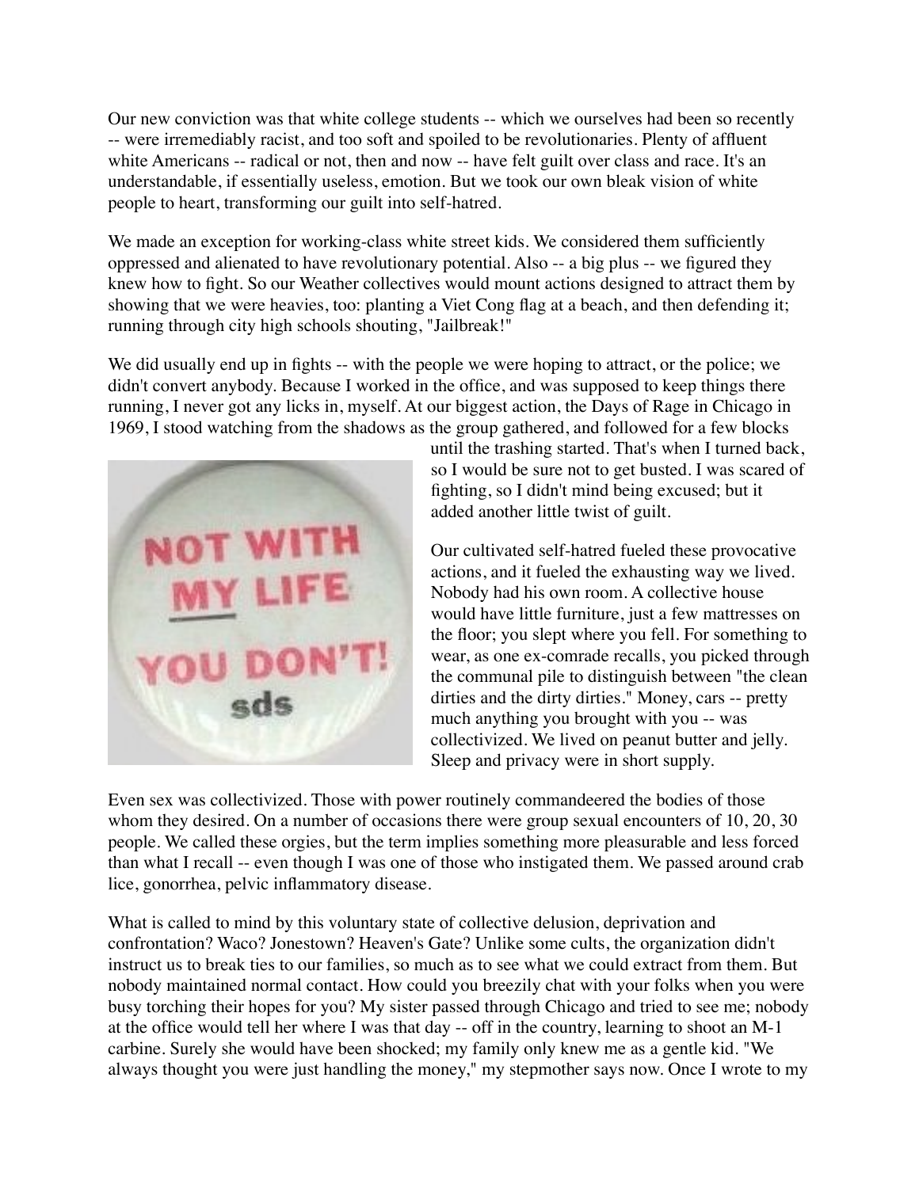Our new conviction was that white college students -- which we ourselves had been so recently -- were irremediably racist, and too soft and spoiled to be revolutionaries. Plenty of affluent white Americans -- radical or not, then and now -- have felt guilt over class and race. It's an understandable, if essentially useless, emotion. But we took our own bleak vision of white people to heart, transforming our guilt into self-hatred.

We made an exception for working-class white street kids. We considered them sufficiently oppressed and alienated to have revolutionary potential. Also -- a big plus -- we figured they knew how to fight. So our Weather collectives would mount actions designed to attract them by showing that we were heavies, too: planting a Viet Cong flag at a beach, and then defending it; running through city high schools shouting, "Jailbreak!"

We did usually end up in fights -- with the people we were hoping to attract, or the police; we didn't convert anybody. Because I worked in the office, and was supposed to keep things there running, I never got any licks in, myself. At our biggest action, the Days of Rage in Chicago in 1969, I stood watching from the shadows as the group gathered, and followed for a few blocks until the trashing started. That's when I turned back, so I would be sure not to get busted. I was scared of fighting, so I didn't mind being excused; but it added another little twist of guilt.

Our cultivated self-hatred fueled these provocative actions, and it fueled the exhausting way we lived. Nobody had his own room. A collective house would have little furniture, just a few mattresses on the floor; you slept where you fell. For something to wear, as one ex-comrade recalls, you picked through the communal pile to distinguish between "the clean dirties and the dirty dirties." Money, cars -- pretty much anything you brought with you -- was collectivized. We lived on peanut butter and jelly. Sleep and privacy were in short supply.

Even sex was collectivized. Those with power routinely commandeered the bodies of those whom they desired. On a number of occasions there were group sexual encounters of 10, 20, 30 people. We called these orgies, but the term implies something more pleasurable and less forced than what I recall -- even though I was one of those who instigated them. We passed around crab lice, gonorrhea, pelvic inflammatory disease.

What is called to mind by this voluntary state of collective delusion, deprivation and confrontation? Waco? Jonestown? Heaven's Gate? Unlike some cults, the organization didn't instruct us to break ties to our families, so much as to see what we could extract from them. But nobody maintained normal contact. How could you breezily chat with your folks when you were busy torching their hopes for you? My sister passed through Chicago and tried to see me; nobody at the office would tell her where I was that day -- off in the country, learning to shoot an M-1 carbine. Surely she would have been shocked; my family only knew me as a gentle kid. "We always thought you were just handling the money," my stepmother says now. Once I wrote to my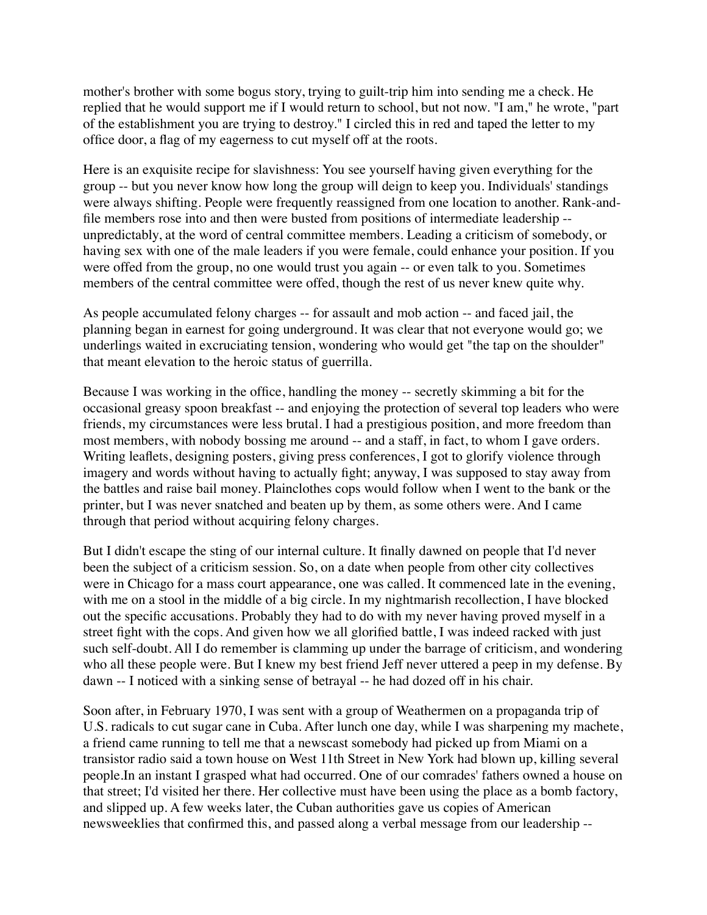mother's brother with some bogus story, trying to guilt-trip him into sending me a check. He replied that he would support me if I would return to school, but not now. "I am," he wrote, "part of the establishment you are trying to destroy." I circled this in red and taped the letter to my office door, a flag of my eagerness to cut myself off at the roots.

Here is an exquisite recipe for slavishness: You see yourself having given everything for the group -- but you never know how long the group will deign to keep you. Individuals' standings were always shifting. People were frequently reassigned from one location to another. Rank-and-file members rose into and then were busted from positions of intermediate leadership -- unpredictably, at the word of central committee members. Leading a criticism of somebody, or having sex with one of the male leaders if you were female, could enhance your position. If you were offed from the group, no one would trust you again -- or even talk to you. Sometimes members of the central committee were offed, though the rest of us never knew quite why.

As people accumulated felony charges -- for assault and mob action -- and faced jail, the planning began in earnest for going underground. It was clear that not everyone would go; we underlings waited in excruciating tension, wondering who would get "the tap on the shoulder" that meant elevation to the heroic status of guerrilla.

Because I was working in the office, handling the money -- secretly skimming a bit for the occasional greasy spoon breakfast -- and enjoying the protection of several top leaders who were friends, my circumstances were less brutal. I had a prestigious position, and more freedom than most members, with nobody bossing me around -- and a staff, in fact, to whom I gave orders. Writing leaflets, designing posters, giving press conferences, I got to glorify violence through imagery and words without having to actually fight; anyway, I was supposed to stay away from the battles and raise bail money. Plainclothes cops would follow when I went to the bank or the printer, but I was never snatched and beaten up by them, as some others were. And I came through that period without acquiring felony charges.

But I didn't escape the sting of our internal culture. It finally dawned on people that I'd never been the subject of a criticism session. So, on a date when people from other city collectives were in Chicago for a mass court appearance, one was called. It commenced late in the evening, with me on a stool in the middle of a big circle. In my nightmarish recollection, I have blocked out the specific accusations. Probably they had to do with my never having proved myself in a street fight with the cops. And given how we all glorified battle, I was indeed racked with just such self-doubt. All I do remember is clamming up under the barrage of criticism, and wondering who all these people were. But I knew my best friend Jeff never uttered a peep in my defense. By dawn -- I noticed with a sinking sense of betrayal -- he had dozed off in his chair.

Soon after, in February 1970, I was sent with a group of Weathermen on a propaganda trip of U.S. radicals to cut sugar cane in Cuba. After lunch one day, while I was sharpening my machete, a friend came running to tell me that a newscast somebody had picked up from Miami on a transistor radio said a town house on West 11th Street in New York had blown up, killing several people.In an instant I grasped what had occurred. One of our comrades' fathers owned a house on that street; I'd visited her there. Her collective must have been using the place as a bomb factory, and slipped up. A few weeks later, the Cuban authorities gave us copies of American newsweeklies that confirmed this, and passed along a verbal message from our leadership --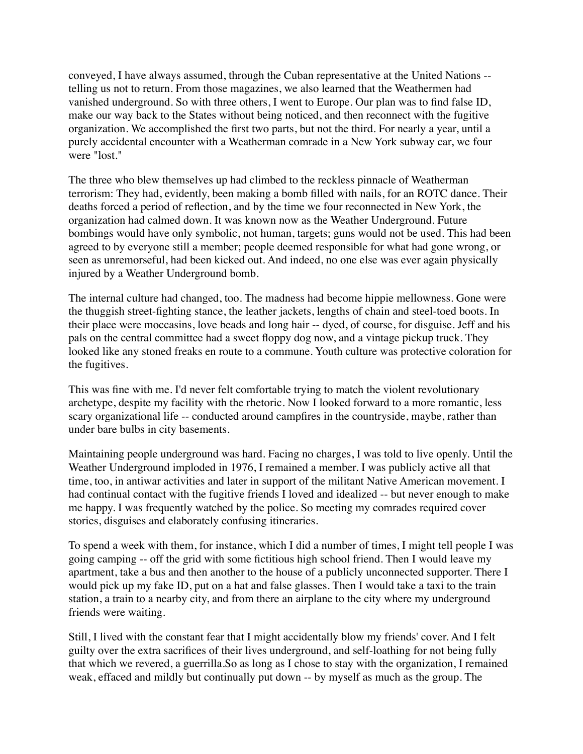conveyed, I have always assumed, through the Cuban representative at the United Nations -- telling us not to return. From those magazines, we also learned that the Weathermen had vanished underground. So with three others, I went to Europe. Our plan was to find false ID, make our way back to the States without being noticed, and then reconnect with the fugitive organization. We accomplished the first two parts, but not the third. For nearly a year, until a purely accidental encounter with a Weatherman comrade in a New York subway car, we four were "lost."

The three who blew themselves up had climbed to the reckless pinnacle of Weatherman terrorism: They had, evidently, been making a bomb filled with nails, for an ROTC dance. Their deaths forced a period of reflection, and by the time we four reconnected in New York, the organization had calmed down. It was known now as the Weather Underground. Future bombings would have only symbolic, not human, targets; guns would not be used. This had been agreed to by everyone still a member; people deemed responsible for what had gone wrong, or seen as unremorseful, had been kicked out. And indeed, no one else was ever again physically injured by a Weather Underground bomb.

The internal culture had changed, too. The madness had become hippie mellowness. Gone were the thuggish street-fighting stance, the leather jackets, lengths of chain and steel-toed boots. In their place were moccasins, love beads and long hair -- dyed, of course, for disguise. Jeff and his pals on the central committee had a sweet floppy dog now, and a vintage pickup truck. They looked like any stoned freaks en route to a commune. Youth culture was protective coloration for the fugitives.

This was fine with me. I'd never felt comfortable trying to match the violent revolutionary archetype, despite my facility with the rhetoric. Now I looked forward to a more romantic, less scary organizational life -- conducted around campfires in the countryside, maybe, rather than under bare bulbs in city basements.

Maintaining people underground was hard. Facing no charges, I was told to live openly. Until the Weather Underground imploded in 1976, I remained a member. I was publicly active all that time, too, in antiwar activities and later in support of the militant Native American movement. I had continual contact with the fugitive friends I loved and idealized -- but never enough to make me happy. I was frequently watched by the police. So meeting my comrades required cover stories, disguises and elaborately confusing itineraries.

To spend a week with them, for instance, which I did a number of times, I might tell people I was going camping -- off the grid with some fictitious high school friend. Then I would leave my apartment, take a bus and then another to the house of a publicly unconnected supporter. There I would pick up my fake ID, put on a hat and false glasses. Then I would take a taxi to the train station, a train to a nearby city, and from there an airplane to the city where my underground friends were waiting.

Still, I lived with the constant fear that I might accidentally blow my friends' cover. And I felt guilty over the extra sacrifices of their lives underground, and self-loathing for not being fully that which we revered, a guerrilla.So as long as I chose to stay with the organization, I remained weak, effaced and mildly but continually put down -- by myself as much as the group. The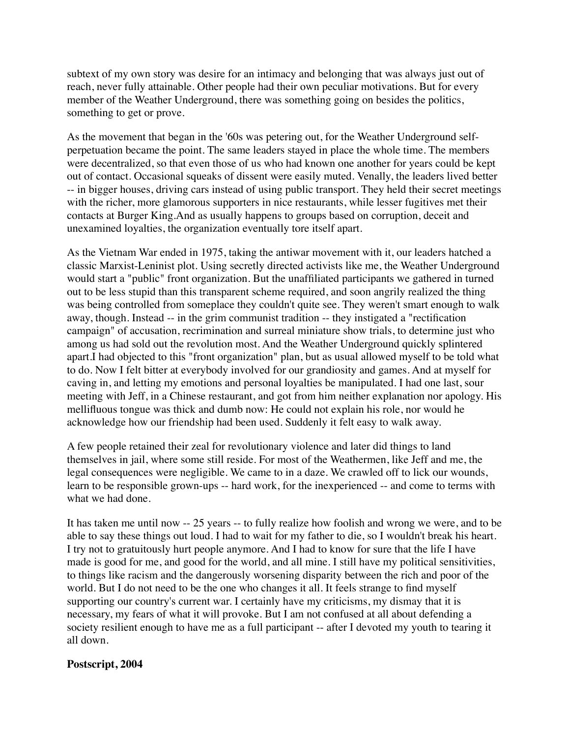subtext of my own story was desire for an intimacy and belonging that was always just out of reach, never fully attainable. Other people had their own peculiar motivations. But for every member of the Weather Underground, there was something going on besides the politics, something to get or prove.

As the movement that began in the '60s was petering out, for the Weather Underground self-perpetuation became the point. The same leaders stayed in place the whole time. The members were decentralized, so that even those of us who had known one another for years could be kept out of contact. Occasional squeaks of dissent were easily muted. Venally, the leaders lived better -- in bigger houses, driving cars instead of using public transport. They held their secret meetings with the richer, more glamorous supporters in nice restaurants, while lesser fugitives met their contacts at Burger King.And as usually happens to groups based on corruption, deceit and unexamined loyalties, the organization eventually tore itself apart.

As the Vietnam War ended in 1975, taking the antiwar movement with it, our leaders hatched a classic Marxist-Leninist plot. Using secretly directed activists like me, the Weather Underground would start a "public" front organization. But the unaffiliated participants we gathered in turned out to be less stupid than this transparent scheme required, and soon angrily realized the thing was being controlled from someplace they couldn't quite see. They weren't smart enough to walk away, though. Instead -- in the grim communist tradition -- they instigated a "rectification campaign" of accusation, recrimination and surreal miniature show trials, to determine just who among us had sold out the revolution most. And the Weather Underground quickly splintered apart.I had objected to this "front organization" plan, but as usual allowed myself to be told what to do. Now I felt bitter at everybody involved for our grandiosity and games. And at myself for caving in, and letting my emotions and personal loyalties be manipulated. I had one last, sour meeting with Jeff, in a Chinese restaurant, and got from him neither explanation nor apology. His mellifluous tongue was thick and dumb now: He could not explain his role, nor would he acknowledge how our friendship had been used. Suddenly it felt easy to walk away.

A few people retained their zeal for revolutionary violence and later did things to land themselves in jail, where some still reside. For most of the Weathermen, like Jeff and me, the legal consequences were negligible. We came to in a daze. We crawled off to lick our wounds, learn to be responsible grown-ups -- hard work, for the inexperienced -- and come to terms with what we had done.

It has taken me until now -- 25 years -- to fully realize how foolish and wrong we were, and to be able to say these things out loud. I had to wait for my father to die, so I wouldn't break his heart. I try not to gratuitously hurt people anymore. And I had to know for sure that the life I have made is good for me, and good for the world, and all mine. I still have my political sensitivities, to things like racism and the dangerously worsening disparity between the rich and poor of the world. But I do not need to be the one who changes it all. It feels strange to find myself supporting our country's current war. I certainly have my criticisms, my dismay that it is necessary, my fears of what it will provoke. But I am not confused at all about defending a society resilient enough to have me as a full participant -- after I devoted my youth to tearing it all down.

**Postscript, 2004**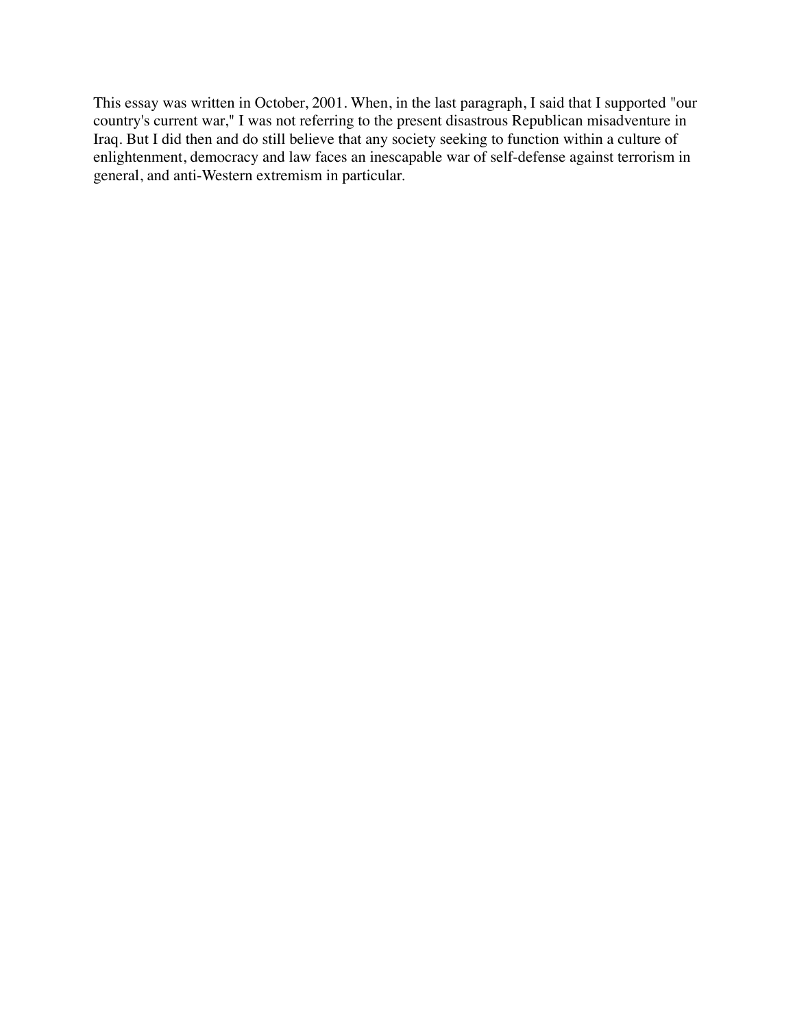This essay was written in October, 2001. When, in the last paragraph, I said that I supported "our country's current war," I was not referring to the present disastrous Republican misadventure in Iraq. But I did then and do still believe that any society seeking to function within a culture of enlightenment, democracy and law faces an inescapable war of self-defense against terrorism in general, and anti-Western extremism in particular.